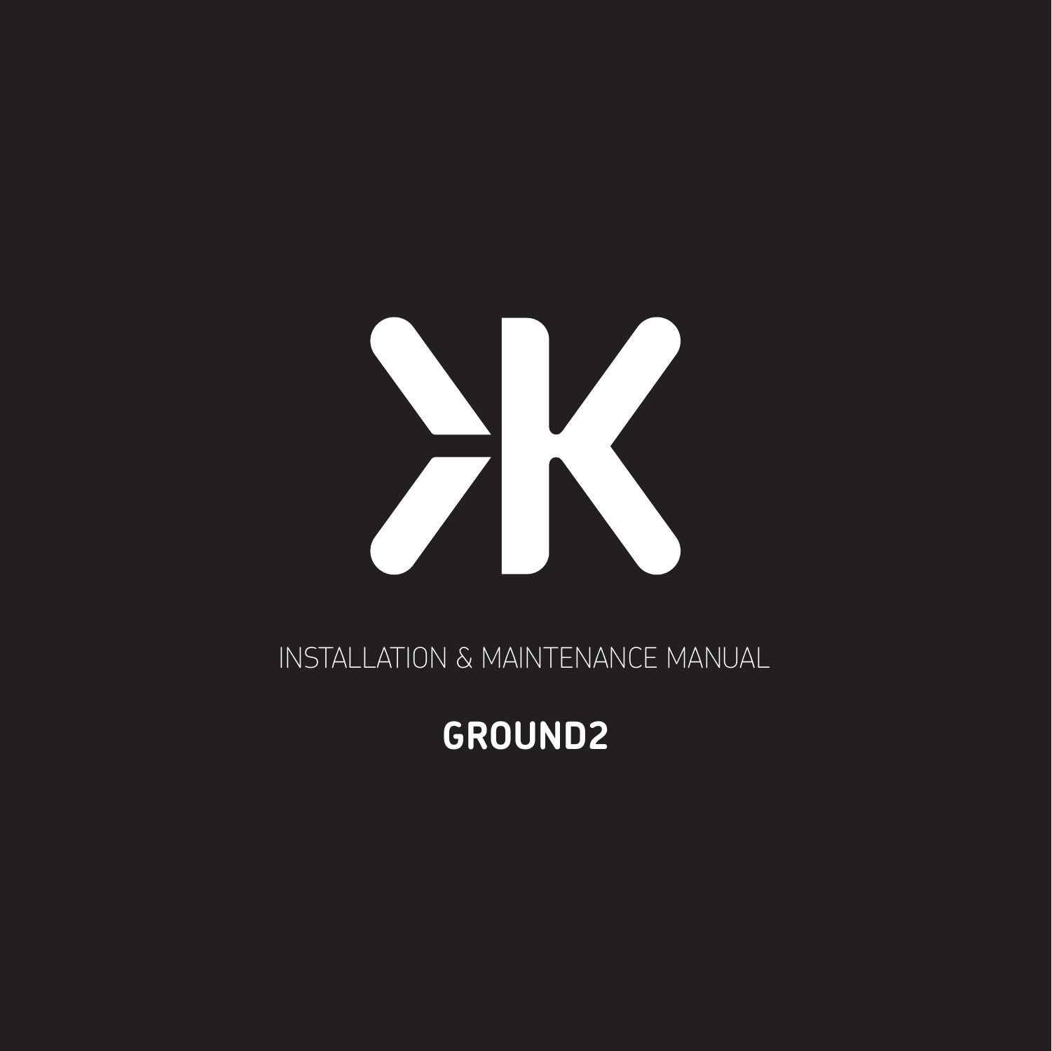INSTALLATION & MAINTENANCE MANUAL

# GROUND2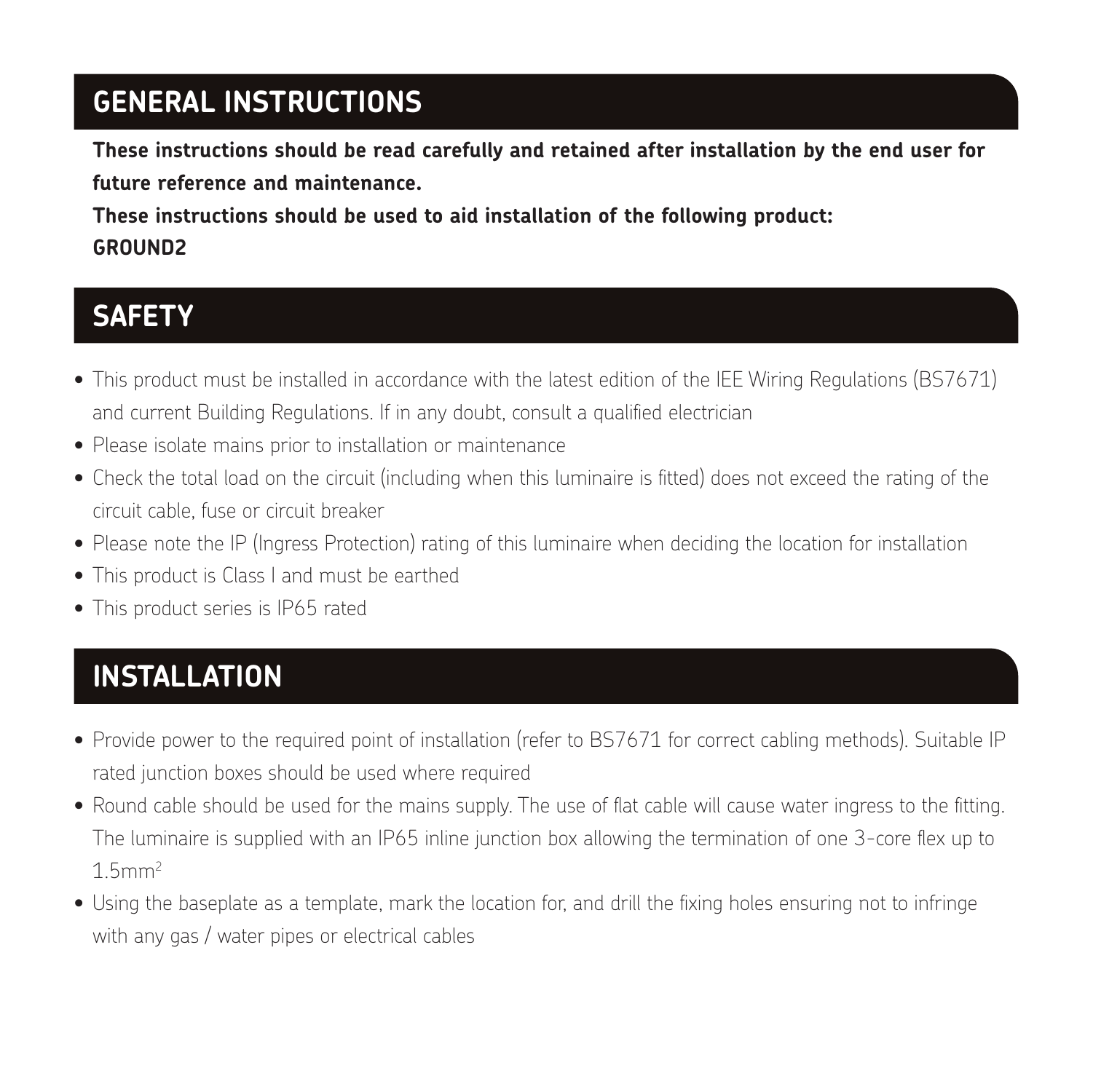## GENERAL INSTRUCTIONS

**These instructions should be read carefully and retained after installation by the end user for future reference and maintenance.**

**These instructions should be used to aid installation of the following product:**
**GROUND2**

## SAFETY

- This product must be installed in accordance with the latest edition of the IEE Wiring Regulations (BS7671) and current Building Regulations. If in any doubt, consult a qualified electrician
- Please isolate mains prior to installation or maintenance
- Check the total load on the circuit (including when this luminaire is fitted) does not exceed the rating of the circuit cable, fuse or circuit breaker
- Please note the IP (Ingress Protection) rating of this luminaire when deciding the location for installation
- This product is Class I and must be earthed
- This product series is IP65 rated

## INSTALLATION

- Provide power to the required point of installation (refer to BS7671 for correct cabling methods). Suitable IP rated junction boxes should be used where required
- Round cable should be used for the mains supply. The use of flat cable will cause water ingress to the fitting. The luminaire is supplied with an IP65 inline junction box allowing the termination of one 3-core flex up to $1.5mm^2$
- Using the baseplate as a template, mark the location for, and drill the fixing holes ensuring not to infringe with any gas / water pipes or electrical cables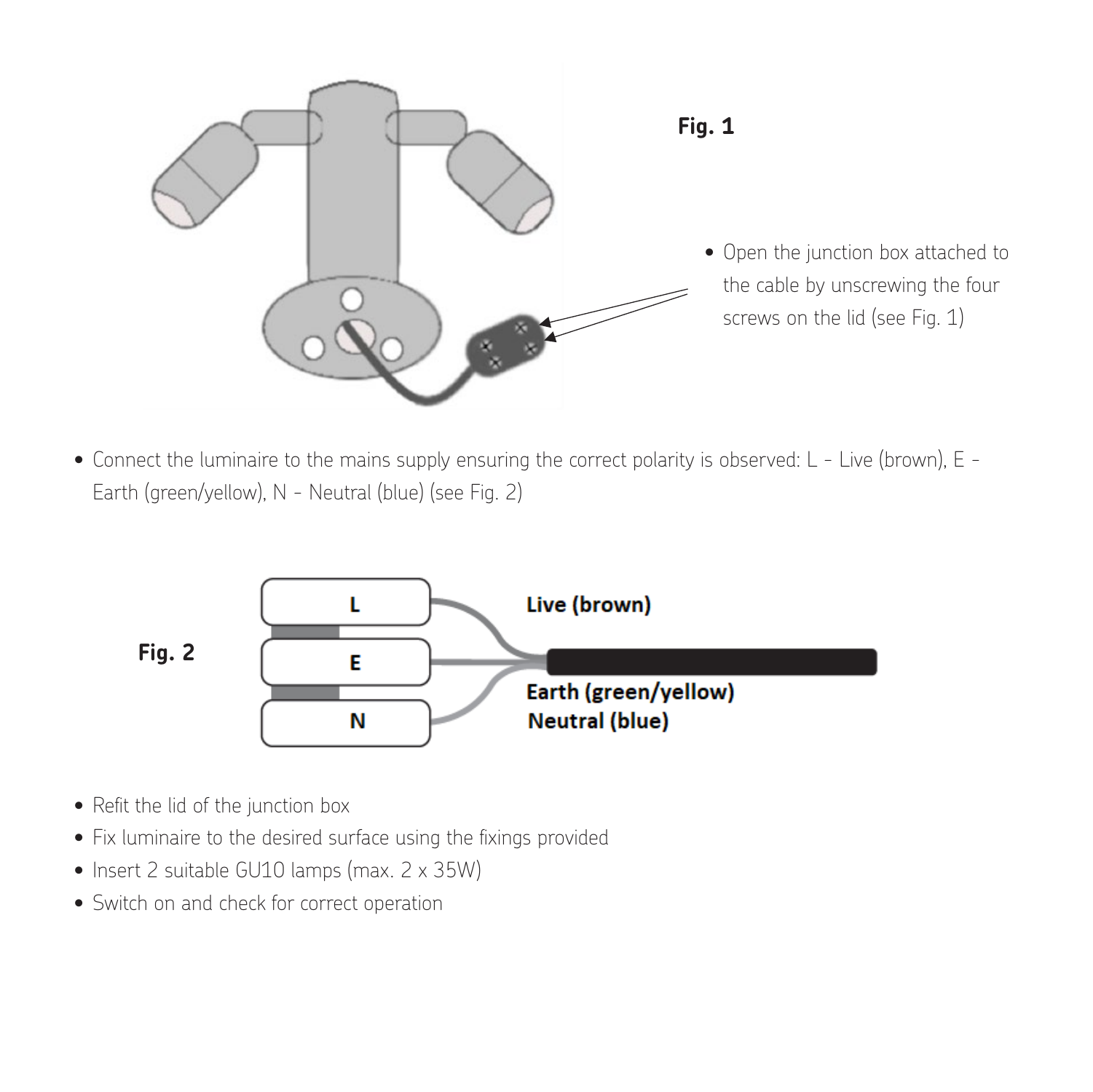**Fig. 1**

- Open the junction box attached to the cable by unscrewing the four screws on the lid (see Fig. 1)

- Connect the luminaire to the mains supply ensuring the correct polarity is observed: L - Live (brown), E - Earth (green/yellow), N - Neutral (blue) (see Fig. 2)

**Fig. 2**

L — **Live (brown)**

E — **Earth (green/yellow)**

N — **Neutral (blue)**

- Refit the lid of the junction box
- Fix luminaire to the desired surface using the fixings provided
- Insert 2 suitable GU10 lamps (max. 2 x 35W)
- Switch on and check for correct operation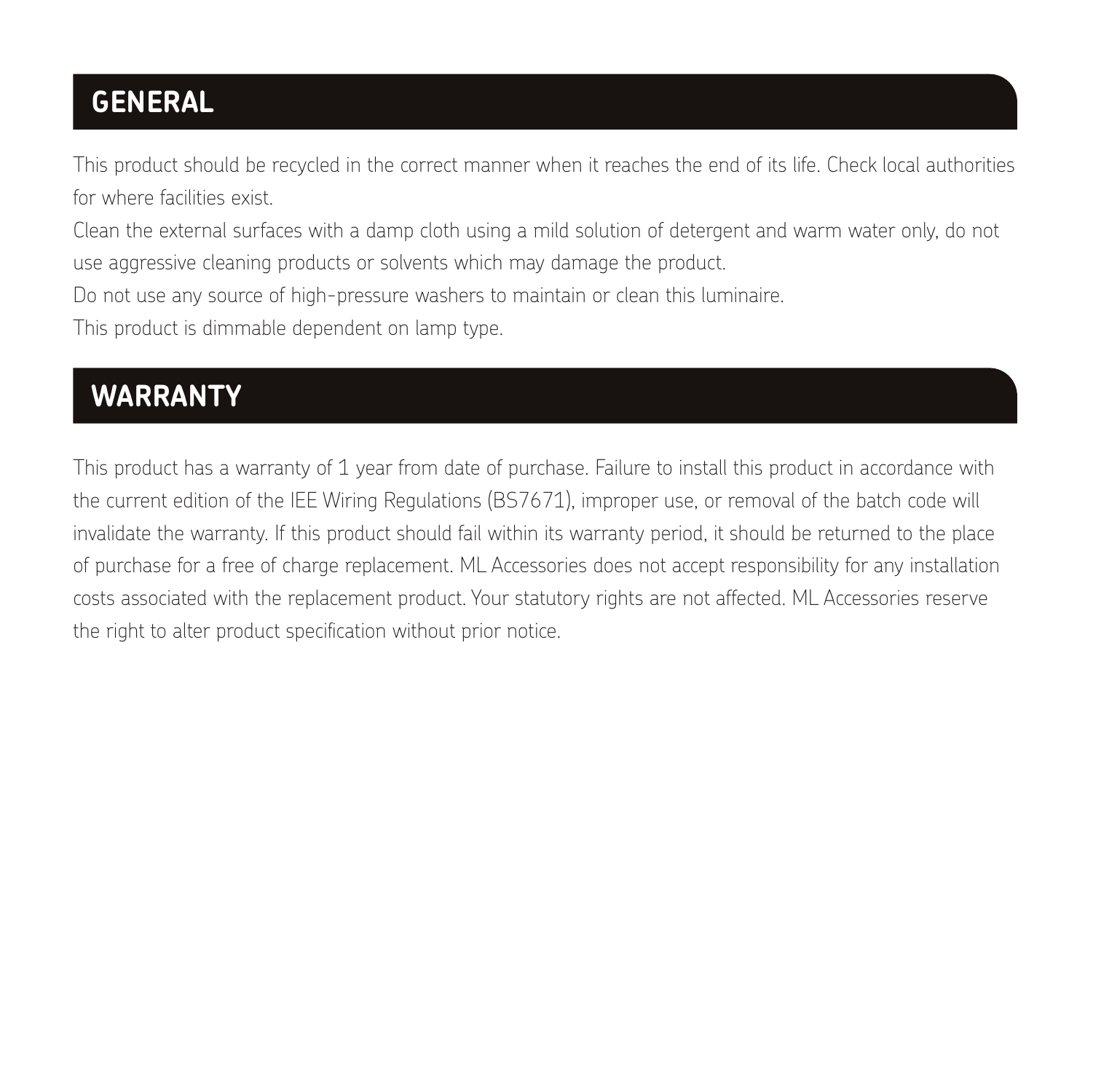## GENERAL

This product should be recycled in the correct manner when it reaches the end of its life. Check local authorities for where facilities exist.

Clean the external surfaces with a damp cloth using a mild solution of detergent and warm water only, do not use aggressive cleaning products or solvents which may damage the product.

Do not use any source of high-pressure washers to maintain or clean this luminaire.

This product is dimmable dependent on lamp type.

## WARRANTY

This product has a warranty of 1 year from date of purchase. Failure to install this product in accordance with the current edition of the IEE Wiring Regulations (BS7671), improper use, or removal of the batch code will invalidate the warranty. If this product should fail within its warranty period, it should be returned to the place of purchase for a free of charge replacement. ML Accessories does not accept responsibility for any installation costs associated with the replacement product. Your statutory rights are not affected. ML Accessories reserve the right to alter product specification without prior notice.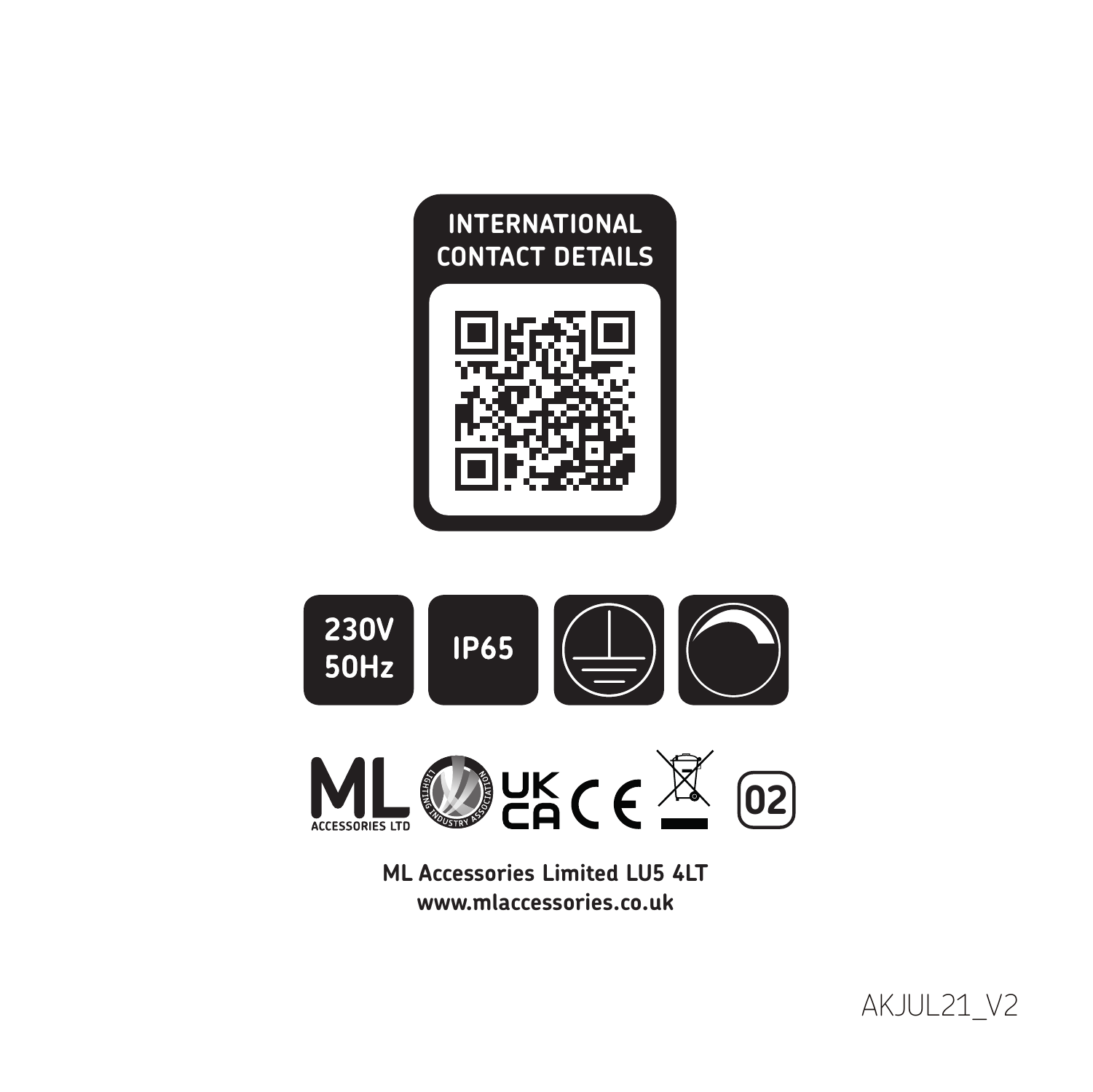INTERNATIONAL CONTACT DETAILS

230V 50Hz

IP65

ML ACCESSORIES LTD

LIGHTING INDUSTRY ASSOCIATION

UK CA

CE

02

**ML Accessories Limited LU5 4LT**
**www.mlaccessories.co.uk**

AKJUL21_V2